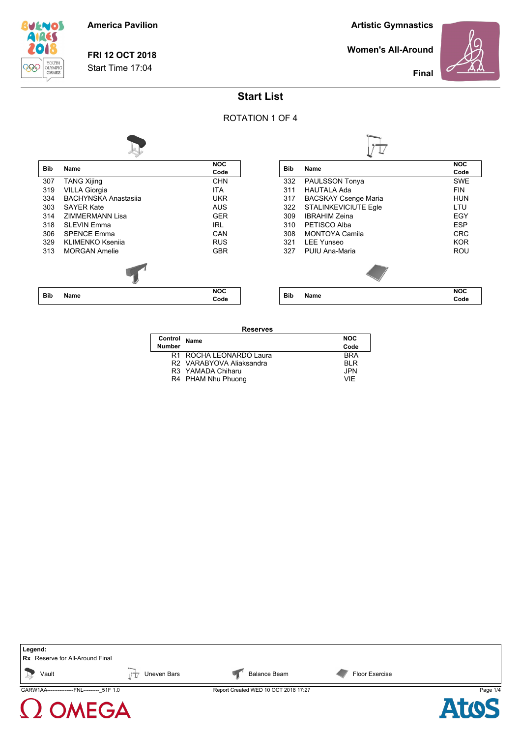**America Pavilion**

**FRI 12 OCT 2018**
Start Time 17:04

**Artistic Gymnastics**

**Women's All-Around**

**Final**

## Start List

ROTATION 1 OF 4

**Vault**

| Bib | Name | NOC Code |
|---|---|---|
| 307 | TANG Xijing | CHN |
| 319 | VILLA Giorgia | ITA |
| 334 | BACHYNSKA Anastasiia | UKR |
| 303 | SAYER Kate | AUS |
| 314 | ZIMMERMANN Lisa | GER |
| 318 | SLEVIN Emma | IRL |
| 306 | SPENCE Emma | CAN |
| 329 | KLIMENKO Kseniia | RUS |
| 313 | MORGAN Amelie | GBR |

**Uneven Bars**

| Bib | Name | NOC Code |
|---|---|---|
| 332 | PAULSSON Tonya | SWE |
| 311 | HAUTALA Ada | FIN |
| 317 | BACSKAY Csenge Maria | HUN |
| 322 | STALINKEVICIUTE Egle | LTU |
| 309 | IBRAHIM Zeina | EGY |
| 310 | PETISCO Alba | ESP |
| 308 | MONTOYA Camila | CRC |
| 321 | LEE Yunseo | KOR |
| 327 | PUIU Ana-Maria | ROU |

**Balance Beam**

| Bib | Name | NOC Code |
|---|---|---|

**Floor Exercise**

| Bib | Name | NOC Code |
|---|---|---|

**Reserves**

| Control Number | Name | NOC Code |
|---|---|---|
| R1 | ROCHA LEONARDO Laura | BRA |
| R2 | VARABYOVA Aliaksandra | BLR |
| R3 | YAMADA Chiharu | JPN |
| R4 | PHAM Nhu Phuong | VIE |

**Legend:**
**Rx** Reserve for All-Around Final
Vault · Uneven Bars · Balance Beam · Floor Exercise

GARW1AA---------------FNL---------_51F 1.0 · Report Created WED 10 OCT 2018 17:27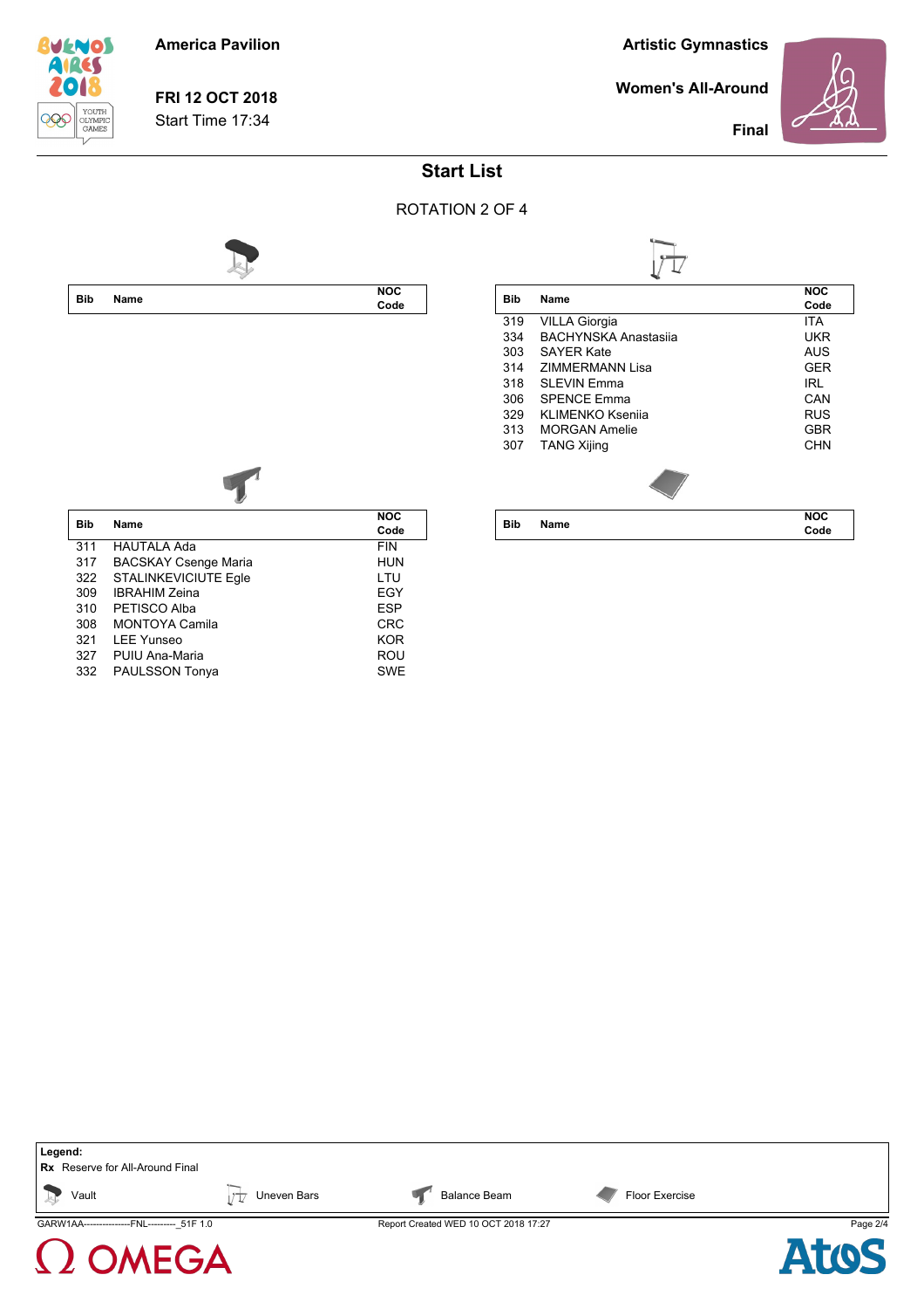America Pavilion

**FRI 12 OCT 2018**
Start Time 17:34

**Artistic Gymnastics**

**Women's All-Around**

**Final**

## Start List

ROTATION 2 OF 4

**Vault**

| Bib | Name | NOC Code |
|---|---|---|

**Uneven Bars**

| Bib | Name | NOC Code |
|---|---|---|
| 319 | VILLA Giorgia | ITA |
| 334 | BACHYNSKA Anastasiia | UKR |
| 303 | SAYER Kate | AUS |
| 314 | ZIMMERMANN Lisa | GER |
| 318 | SLEVIN Emma | IRL |
| 306 | SPENCE Emma | CAN |
| 329 | KLIMENKO Kseniia | RUS |
| 313 | MORGAN Amelie | GBR |
| 307 | TANG Xijing | CHN |

**Balance Beam**

| Bib | Name | NOC Code |
|---|---|---|
| 311 | HAUTALA Ada | FIN |
| 317 | BACSKAY Csenge Maria | HUN |
| 322 | STALINKEVICIUTE Egle | LTU |
| 309 | IBRAHIM Zeina | EGY |
| 310 | PETISCO Alba | ESP |
| 308 | MONTOYA Camila | CRC |
| 321 | LEE Yunseo | KOR |
| 327 | PUIU Ana-Maria | ROU |
| 332 | PAULSSON Tonya | SWE |

**Floor Exercise**

| Bib | Name | NOC Code |
|---|---|---|

**Legend:**
**Rx** Reserve for All-Around Final
Vault — Uneven Bars — Balance Beam — Floor Exercise

GARW1AA---------------FNL---------_51F 1.0 Report Created WED 10 OCT 2018 17:27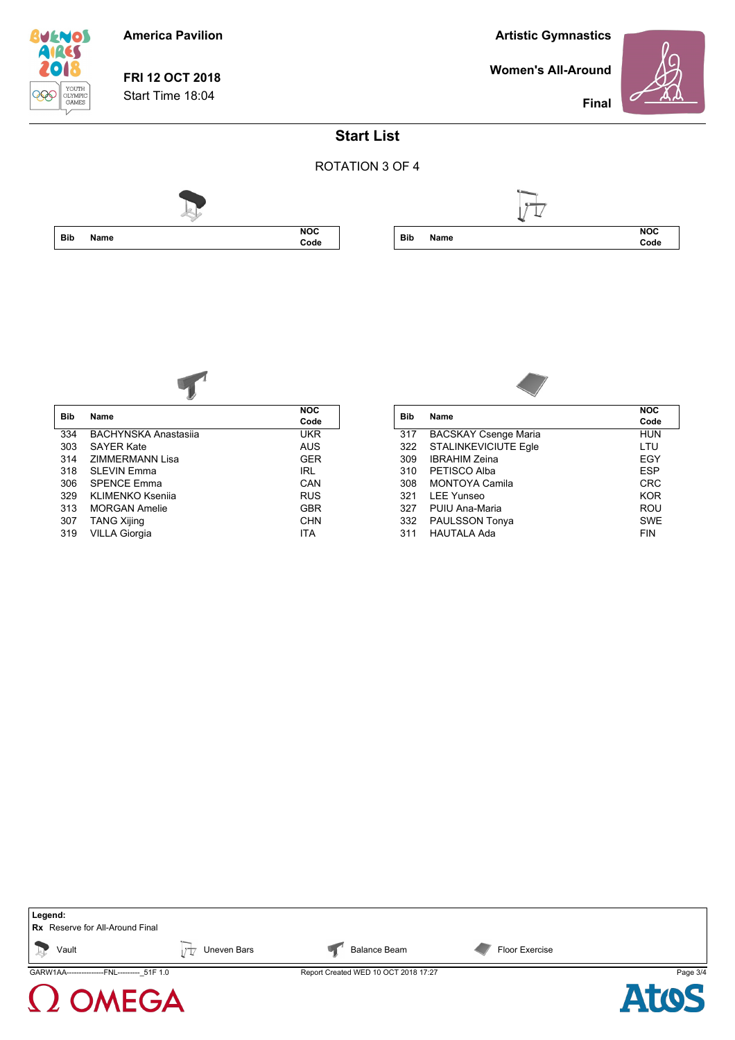America Pavilion

**FRI 12 OCT 2018**
Start Time 18:04

**Artistic Gymnastics**

**Women's All-Around**

**Final**

## Start List

ROTATION 3 OF 4

### Vault

| Bib | Name | NOC Code |
|---|---|---|

### Uneven Bars

| Bib | Name | NOC Code |
|---|---|---|

### Balance Beam

| Bib | Name | NOC Code |
|---|---|---|
| 334 | BACHYNSKA Anastasiia | UKR |
| 303 | SAYER Kate | AUS |
| 314 | ZIMMERMANN Lisa | GER |
| 318 | SLEVIN Emma | IRL |
| 306 | SPENCE Emma | CAN |
| 329 | KLIMENKO Kseniia | RUS |
| 313 | MORGAN Amelie | GBR |
| 307 | TANG Xijing | CHN |
| 319 | VILLA Giorgia | ITA |

### Floor Exercise

| Bib | Name | NOC Code |
|---|---|---|
| 317 | BACSKAY Csenge Maria | HUN |
| 322 | STALINKEVICIUTE Egle | LTU |
| 309 | IBRAHIM Zeina | EGY |
| 310 | PETISCO Alba | ESP |
| 308 | MONTOYA Camila | CRC |
| 321 | LEE Yunseo | KOR |
| 327 | PUIU Ana-Maria | ROU |
| 332 | PAULSSON Tonya | SWE |
| 311 | HAUTALA Ada | FIN |

**Legend:**
**Rx** Reserve for All-Around Final
Vault — Uneven Bars — Balance Beam — Floor Exercise

GARW1AA---------------FNL---------_51F 1.0 — Report Created WED 10 OCT 2018 17:27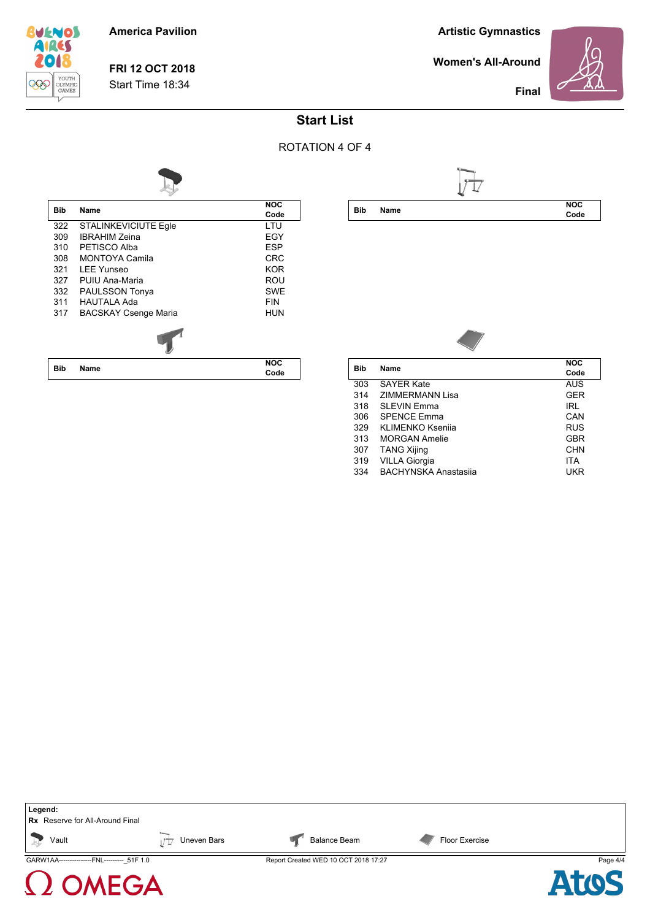America Pavilion

**FRI 12 OCT 2018**
Start Time 18:34

**Artistic Gymnastics**

**Women's All-Around**

**Final**

## Start List

ROTATION 4 OF 4

Vault

| Bib | Name | NOC Code |
|---|---|---|
| 322 | STALINKEVICIUTE Egle | LTU |
| 309 | IBRAHIM Zeina | EGY |
| 310 | PETISCO Alba | ESP |
| 308 | MONTOYA Camila | CRC |
| 321 | LEE Yunseo | KOR |
| 327 | PUIU Ana-Maria | ROU |
| 332 | PAULSSON Tonya | SWE |
| 311 | HAUTALA Ada | FIN |
| 317 | BACSKAY Csenge Maria | HUN |

Uneven Bars

| Bib | Name | NOC Code |
|---|---|---|

Balance Beam

| Bib | Name | NOC Code |
|---|---|---|

Floor Exercise

| Bib | Name | NOC Code |
|---|---|---|
| 303 | SAYER Kate | AUS |
| 314 | ZIMMERMANN Lisa | GER |
| 318 | SLEVIN Emma | IRL |
| 306 | SPENCE Emma | CAN |
| 329 | KLIMENKO Kseniia | RUS |
| 313 | MORGAN Amelie | GBR |
| 307 | TANG Xijing | CHN |
| 319 | VILLA Giorgia | ITA |
| 334 | BACHYNSKA Anastasiia | UKR |

**Legend:**
**Rx** Reserve for All-Around Final
Vault · Uneven Bars · Balance Beam · Floor Exercise

GARW1AA---------------FNL---------_51F 1.0 · Report Created WED 10 OCT 2018 17:27